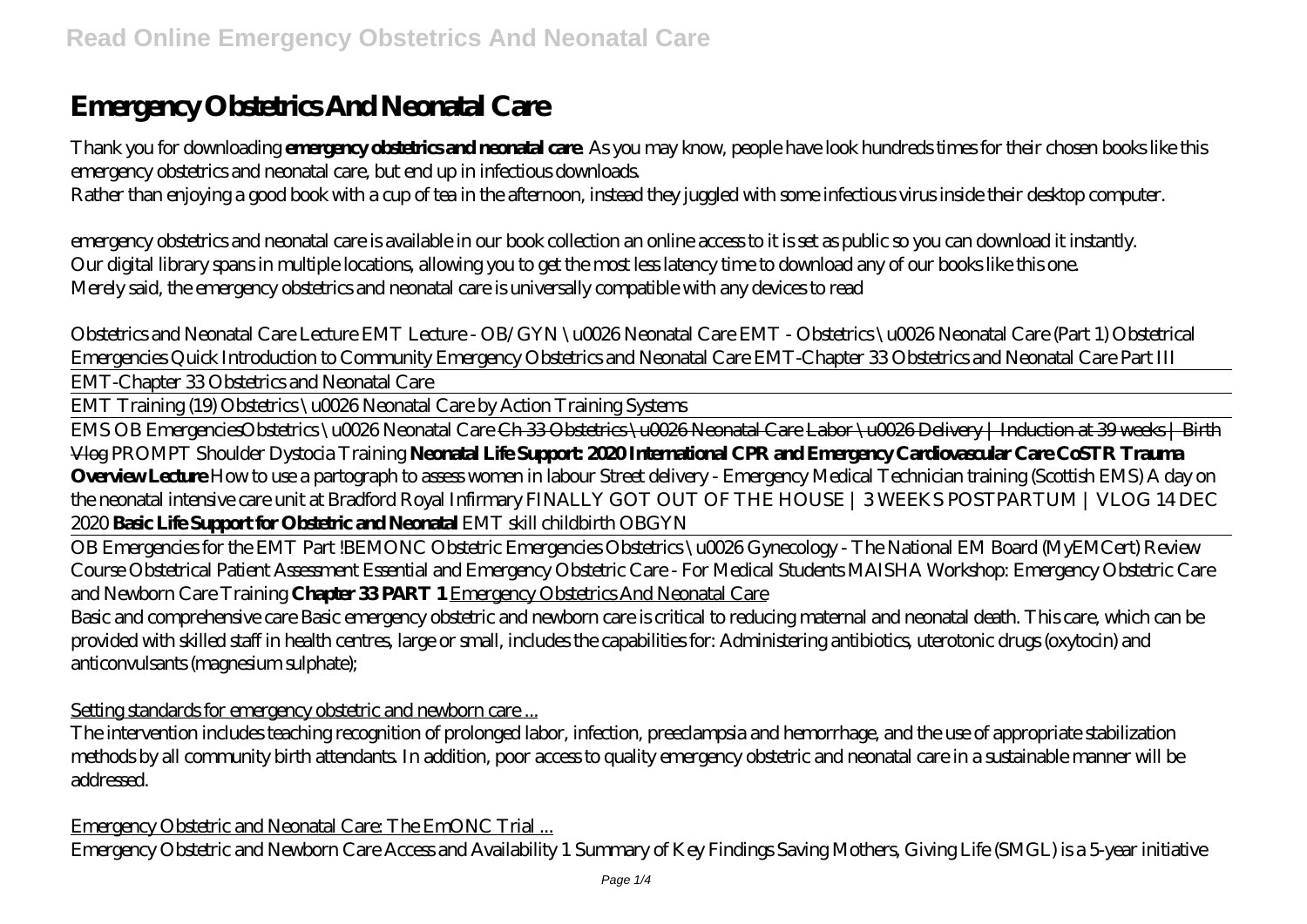# Emergency Obstetrics And Neonatal Care

Thank you for downloading **emergency obstetrics and neonatal care**. As you may know, people have look hundreds times for their chosen books like this emergency obstetrics and neonatal care, but end up in infectious downloads.
Rather than enjoying a good book with a cup of tea in the afternoon, instead they juggled with some infectious virus inside their desktop computer.

emergency obstetrics and neonatal care is available in our book collection an online access to it is set as public so you can download it instantly.
Our digital library spans in multiple locations, allowing you to get the most less latency time to download any of our books like this one.
Merely said, the emergency obstetrics and neonatal care is universally compatible with any devices to read

*Obstetrics and Neonatal Care Lecture EMT Lecture - OB/GYN \u0026 Neonatal Care EMT - Obstetrics \u0026 Neonatal Care (Part 1) Obstetrical Emergencies Quick Introduction to Community Emergency Obstetrics and Neonatal Care EMT-Chapter 33 Obstetrics and Neonatal Care Part III*

EMT-Chapter 33 Obstetrics and Neonatal Care

EMT Training (19) Obstetrics \u0026 Neonatal Care by Action Training Systems

EMS OB Emergencies*Obstetrics \u0026 Neonatal Care* ~~Ch 33 Obstetrics \u0026 Neonatal Care~~ ~~Labor \u0026 Delivery | Induction at 39 weeks | Birth Vlog~~ *PROMPT Shoulder Dystocia Training* **Neonatal Life Support: 2020 International CPR and Emergency Cardiovascular Care CoSTR Trauma Overview Lecture** *How to use a partograph to assess women in labour Street delivery - Emergency Medical Technician training (Scottish EMS) A day on the neonatal intensive care unit at Bradford Royal Infirmary FINALLY GOT OUT OF THE HOUSE | 3 WEEKS POSTPARTUM | VLOG 14 DEC 2020* **Basic Life Support for Obstetric and Neonatal** *EMT skill childbirth OBGYN*

OB Emergencies for the EMT Part !*BEMONC Obstetric Emergencies Obstetrics \u0026 Gynecology - The National EM Board (MyEMCert) Review Course Obstetrical Patient Assessment Essential and Emergency Obstetric Care - For Medical Students MAISHA Workshop: Emergency Obstetric Care and Newborn Care Training* **Chapter 33 PART 1** Emergency Obstetrics And Neonatal Care

Basic and comprehensive care Basic emergency obstetric and newborn care is critical to reducing maternal and neonatal death. This care, which can be provided with skilled staff in health centres, large or small, includes the capabilities for: Administering antibiotics, uterotonic drugs (oxytocin) and anticonvulsants (magnesium sulphate);

Setting standards for emergency obstetric and newborn care ...

The intervention includes teaching recognition of prolonged labor, infection, preeclampsia and hemorrhage, and the use of appropriate stabilization methods by all community birth attendants. In addition, poor access to quality emergency obstetric and neonatal care in a sustainable manner will be addressed.

Emergency Obstetric and Neonatal Care: The EmONC Trial ...

Emergency Obstetric and Newborn Care Access and Availability 1 Summary of Key Findings Saving Mothers, Giving Life (SMGL) is a 5-year initiative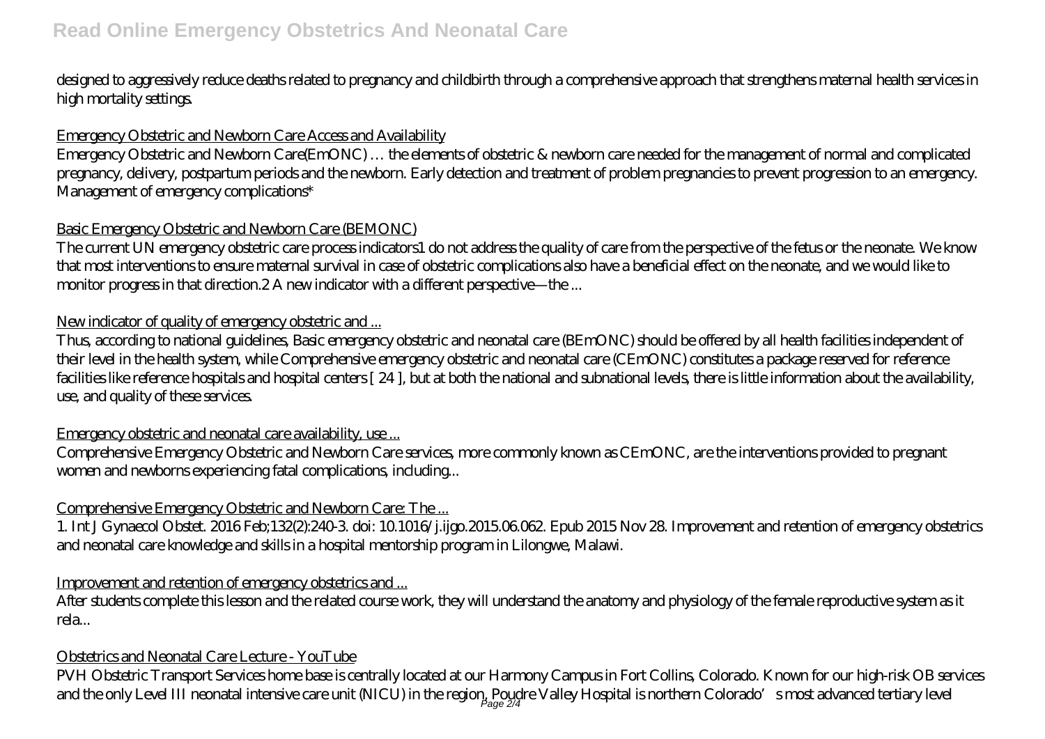designed to aggressively reduce deaths related to pregnancy and childbirth through a comprehensive approach that strengthens maternal health services in high mortality settings.

Emergency Obstetric and Newborn Care Access and Availability

Emergency Obstetric and Newborn Care(EmONC) … the elements of obstetric & newborn care needed for the management of normal and complicated pregnancy, delivery, postpartum periods and the newborn. Early detection and treatment of problem pregnancies to prevent progression to an emergency. Management of emergency complications*

Basic Emergency Obstetric and Newborn Care (BEMONC)

The current UN emergency obstetric care process indicators1 do not address the quality of care from the perspective of the fetus or the neonate. We know that most interventions to ensure maternal survival in case of obstetric complications also have a beneficial effect on the neonate, and we would like to monitor progress in that direction.2 A new indicator with a different perspective—the ...

New indicator of quality of emergency obstetric and ...

Thus, according to national guidelines, Basic emergency obstetric and neonatal care (BEmONC) should be offered by all health facilities independent of their level in the health system, while Comprehensive emergency obstetric and neonatal care (CEmONC) constitutes a package reserved for reference facilities like reference hospitals and hospital centers [ 24 ], but at both the national and subnational levels, there is little information about the availability, use, and quality of these services.

Emergency obstetric and neonatal care availability, use ...

Comprehensive Emergency Obstetric and Newborn Care services, more commonly known as CEmONC, are the interventions provided to pregnant women and newborns experiencing fatal complications, including...

Comprehensive Emergency Obstetric and Newborn Care: The ...

1. Int J Gynaecol Obstet. 2016 Feb;132(2):240-3. doi: 10.1016/j.ijgo.2015.06.062. Epub 2015 Nov 28. Improvement and retention of emergency obstetrics and neonatal care knowledge and skills in a hospital mentorship program in Lilongwe, Malawi.

Improvement and retention of emergency obstetrics and ...

After students complete this lesson and the related course work, they will understand the anatomy and physiology of the female reproductive system as it rela...

Obstetrics and Neonatal Care Lecture - YouTube

PVH Obstetric Transport Services home base is centrally located at our Harmony Campus in Fort Collins, Colorado. Known for our high-risk OB services and the only Level III neonatal intensive care unit (NICU) in the region, Poudre Valley Hospital is northern Colorado's most advanced tertiary level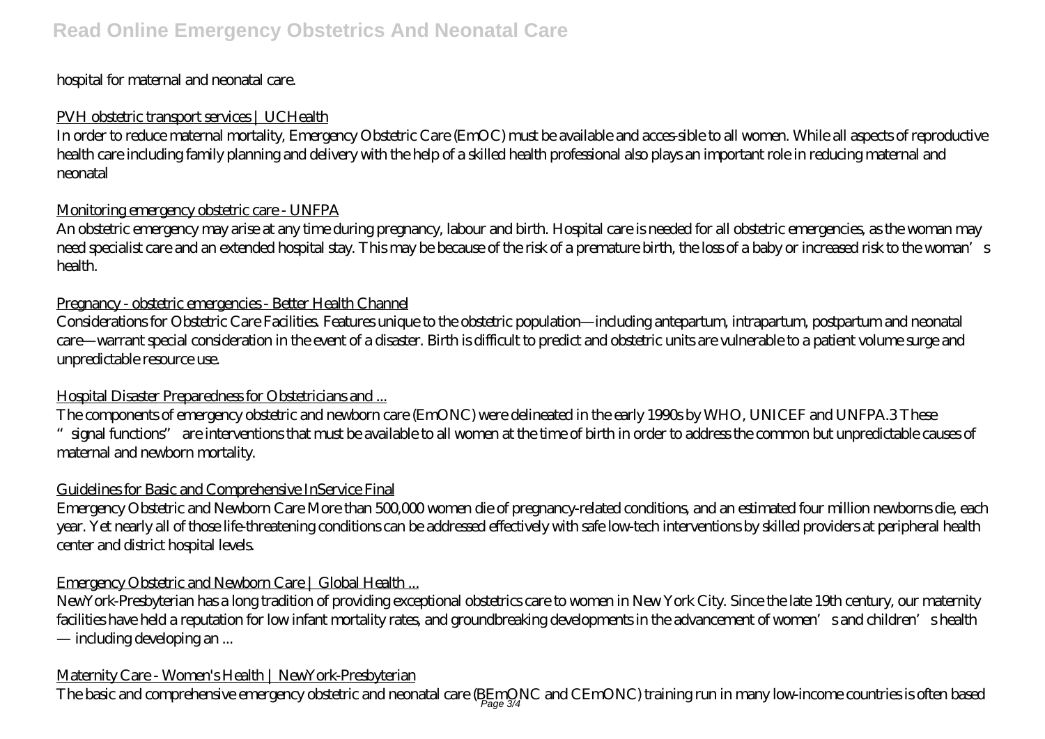hospital for maternal and neonatal care.

PVH obstetric transport services | UCHealth

In order to reduce maternal mortality, Emergency Obstetric Care (EmOC) must be available and acces-sible to all women. While all aspects of reproductive health care including family planning and delivery with the help of a skilled health professional also plays an important role in reducing maternal and neonatal

Monitoring emergency obstetric care - UNFPA

An obstetric emergency may arise at any time during pregnancy, labour and birth. Hospital care is needed for all obstetric emergencies, as the woman may need specialist care and an extended hospital stay. This may be because of the risk of a premature birth, the loss of a baby or increased risk to the woman's health.

Pregnancy - obstetric emergencies - Better Health Channel

Considerations for Obstetric Care Facilities. Features unique to the obstetric population—including antepartum, intrapartum, postpartum and neonatal care—warrant special consideration in the event of a disaster. Birth is difficult to predict and obstetric units are vulnerable to a patient volume surge and unpredictable resource use.

Hospital Disaster Preparedness for Obstetricians and ...

The components of emergency obstetric and newborn care (EmONC) were delineated in the early 1990s by WHO, UNICEF and UNFPA.3 These "signal functions" are interventions that must be available to all women at the time of birth in order to address the common but unpredictable causes of maternal and newborn mortality.

Guidelines for Basic and Comprehensive InService Final

Emergency Obstetric and Newborn Care More than 500,000 women die of pregnancy-related conditions, and an estimated four million newborns die, each year. Yet nearly all of those life-threatening conditions can be addressed effectively with safe low-tech interventions by skilled providers at peripheral health center and district hospital levels.

Emergency Obstetric and Newborn Care | Global Health ...

NewYork-Presbyterian has a long tradition of providing exceptional obstetrics care to women in New York City. Since the late 19th century, our maternity facilities have held a reputation for low infant mortality rates, and groundbreaking developments in the advancement of women's and children's health — including developing an ...

Maternity Care - Women's Health | NewYork-Presbyterian

The basic and comprehensive emergency obstetric and neonatal care (BEmONC and CEmONC) training run in many low-income countries is often based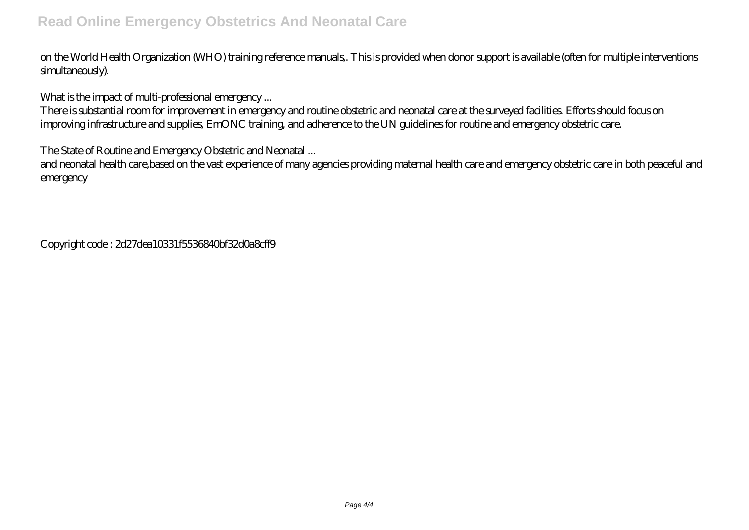on the World Health Organization (WHO) training reference manuals,. This is provided when donor support is available (often for multiple interventions simultaneously).

What is the impact of multi-professional emergency ...

There is substantial room for improvement in emergency and routine obstetric and neonatal care at the surveyed facilities. Efforts should focus on improving infrastructure and supplies, EmONC training, and adherence to the UN guidelines for routine and emergency obstetric care.

The State of Routine and Emergency Obstetric and Neonatal ...

and neonatal health care,based on the vast experience of many agencies providing maternal health care and emergency obstetric care in both peaceful and emergency

Copyright code : 2d27dea10331f5536840bf32d0a8cff9